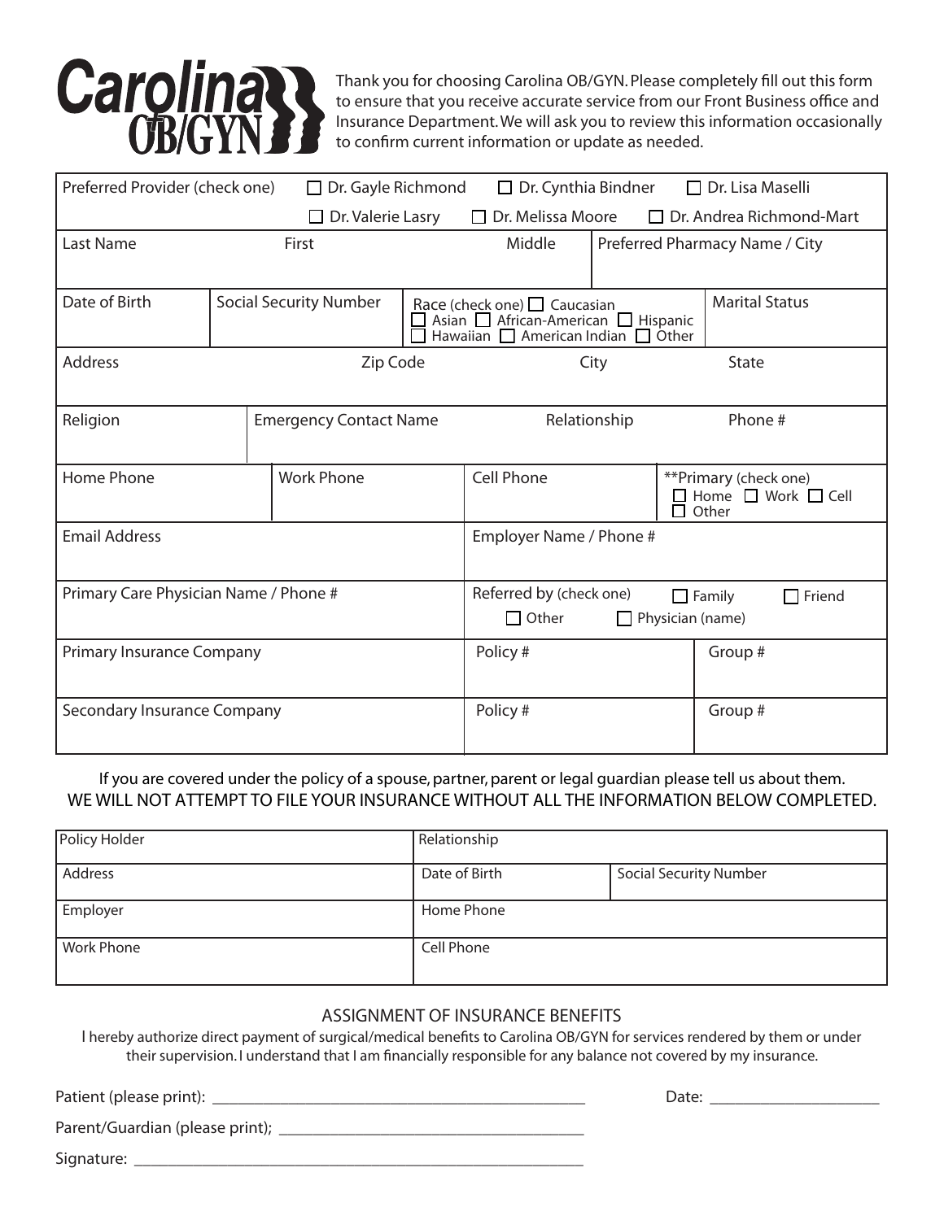# Carolina OB/GYN

Thank you for choosing Carolina OB/GYN. Please completely fill out this form to ensure that you receive accurate service from our Front Business office and Insurance Department. We will ask you to review this information occasionally to confirm current information or update as needed.

| Preferred Provider (check one) | ☐ Dr. Gayle Richmond | ☐ Dr. Cynthia Bindner | ☐ Dr. Lisa Maselli |
|---|---|---|---|
| | ☐ Dr. Valerie Lasry | ☐ Dr. Melissa Moore | ☐ Dr. Andrea Richmond-Mart |

| Last Name | First | Middle | Preferred Pharmacy Name / City |
|---|---|---|---|
| | | | |

| Date of Birth | Social Security Number | Race (check one) ☐ Caucasian ☐ Asian ☐ African-American ☐ Hispanic ☐ Hawaiian ☐ American Indian ☐ Other | Marital Status |
|---|---|---|---|
| | | | |

| Address | Zip Code | City | State |
|---|---|---|---|
| | | | |

| Religion | Emergency Contact Name | Relationship | Phone # |
|---|---|---|---|
| | | | |

| Home Phone | Work Phone | Cell Phone | **Primary (check one) ☐ Home ☐ Work ☐ Cell ☐ Other |
|---|---|---|---|
| | | | |

| Email Address | Employer Name / Phone # |
|---|---|
| | |

| Primary Care Physician Name / Phone # | Referred by (check one) ☐ Family ☐ Friend ☐ Other ☐ Physician (name) |
|---|---|
| | |

| Primary Insurance Company | Policy # | Group # |
|---|---|---|
| | | |
| **Secondary Insurance Company** | **Policy #** | **Group #** |
| | | |

If you are covered under the policy of a spouse, partner, parent or legal guardian please tell us about them.
WE WILL NOT ATTEMPT TO FILE YOUR INSURANCE WITHOUT ALL THE INFORMATION BELOW COMPLETED.

| Policy Holder | Relationship | |
|---|---|---|
| Address | Date of Birth | Social Security Number |
| Employer | Home Phone | |
| Work Phone | Cell Phone | |

## ASSIGNMENT OF INSURANCE BENEFITS

I hereby authorize direct payment of surgical/medical benefits to Carolina OB/GYN for services rendered by them or under their supervision. I understand that I am financially responsible for any balance not covered by my insurance.

Patient (please print): ____________________________________________ Date: ____________________

Parent/Guardian (please print); ____________________________________

Signature: ____________________________________________________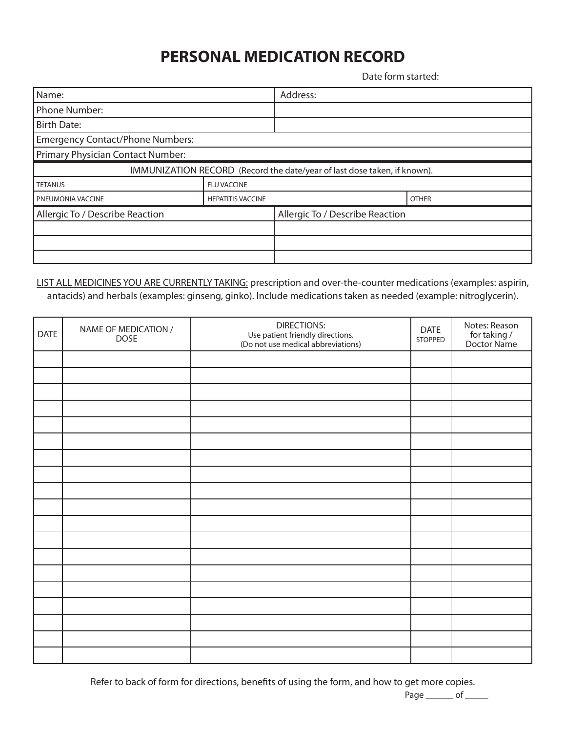# PERSONAL MEDICATION RECORD

Date form started:

| Name: | | Address: | |
|---|---|---|---|
| Phone Number: | | | |
| Birth Date: | | | |
| Emergency Contact/Phone Numbers: | | | |
| Primary Physician Contact Number: | | | |

| IMMUNIZATION RECORD (Record the date/year of last dose taken, if known). | | |
|---|---|---|
| TETANUS | FLU VACCINE | |
| PNEUMONIA VACCINE | HEPATITIS VACCINE | OTHER |

| Allergic To / Describe Reaction | Allergic To / Describe Reaction |
|---|---|
| | |
| | |
| | |

LIST ALL MEDICINES YOU ARE CURRENTLY TAKING: prescription and over-the-counter medications (examples: aspirin, antacids) and herbals (examples: ginseng, ginko). Include medications taken as needed (example: nitroglycerin).

| DATE | NAME OF MEDICATION / DOSE | DIRECTIONS: Use patient friendly directions. (Do not use medical abbreviations) | DATE STOPPED | Notes: Reason for taking / Doctor Name |
|---|---|---|---|---|
| | | | | |
| | | | | |
| | | | | |
| | | | | |
| | | | | |
| | | | | |
| | | | | |
| | | | | |
| | | | | |
| | | | | |
| | | | | |
| | | | | |
| | | | | |
| | | | | |
| | | | | |
| | | | | |
| | | | | |
| | | | | |
| | | | | |

Refer to back of form for directions, benefits of using the form, and how to get more copies.

Page ______ of _____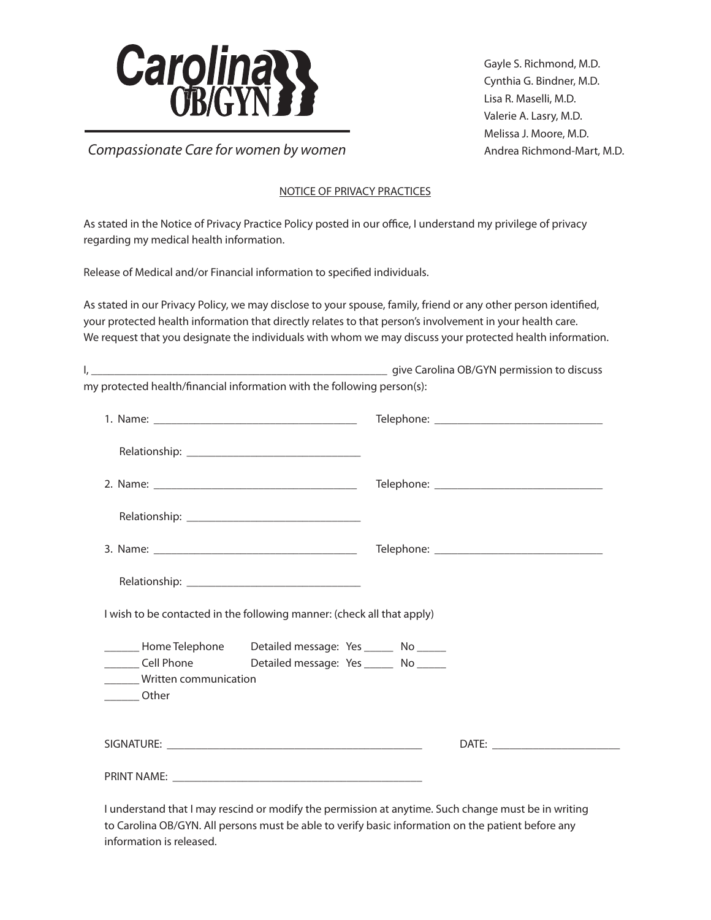# Carolina OB/GYN

*Compassionate Care for women by women*

Gayle S. Richmond, M.D.
Cynthia G. Bindner, M.D.
Lisa R. Maselli, M.D.
Valerie A. Lasry, M.D.
Melissa J. Moore, M.D.
Andrea Richmond-Mart, M.D.

## NOTICE OF PRIVACY PRACTICES

As stated in the Notice of Privacy Practice Policy posted in our office, I understand my privilege of privacy regarding my medical health information.

Release of Medical and/or Financial information to specified individuals.

As stated in our Privacy Policy, we may disclose to your spouse, family, friend or any other person identified, your protected health information that directly relates to that person's involvement in your health care. We request that you designate the individuals with whom we may discuss your protected health information.

I, ______________________________________________ give Carolina OB/GYN permission to discuss my protected health/financial information with the following person(s):

1. Name: ______________________________ Telephone: ___________________________

   Relationship: ___________________________

2. Name: ______________________________ Telephone: ___________________________

   Relationship: ___________________________

3. Name: ______________________________ Telephone: ___________________________

   Relationship: ___________________________

I wish to be contacted in the following manner: (check all that apply)

______ Home Telephone  Detailed message: Yes _____ No _____
______ Cell Phone  Detailed message: Yes _____ No _____
______ Written communication
______ Other

SIGNATURE: ________________________________________ DATE: ____________________

PRINT NAME: ________________________________________

I understand that I may rescind or modify the permission at anytime. Such change must be in writing to Carolina OB/GYN. All persons must be able to verify basic information on the patient before any information is released.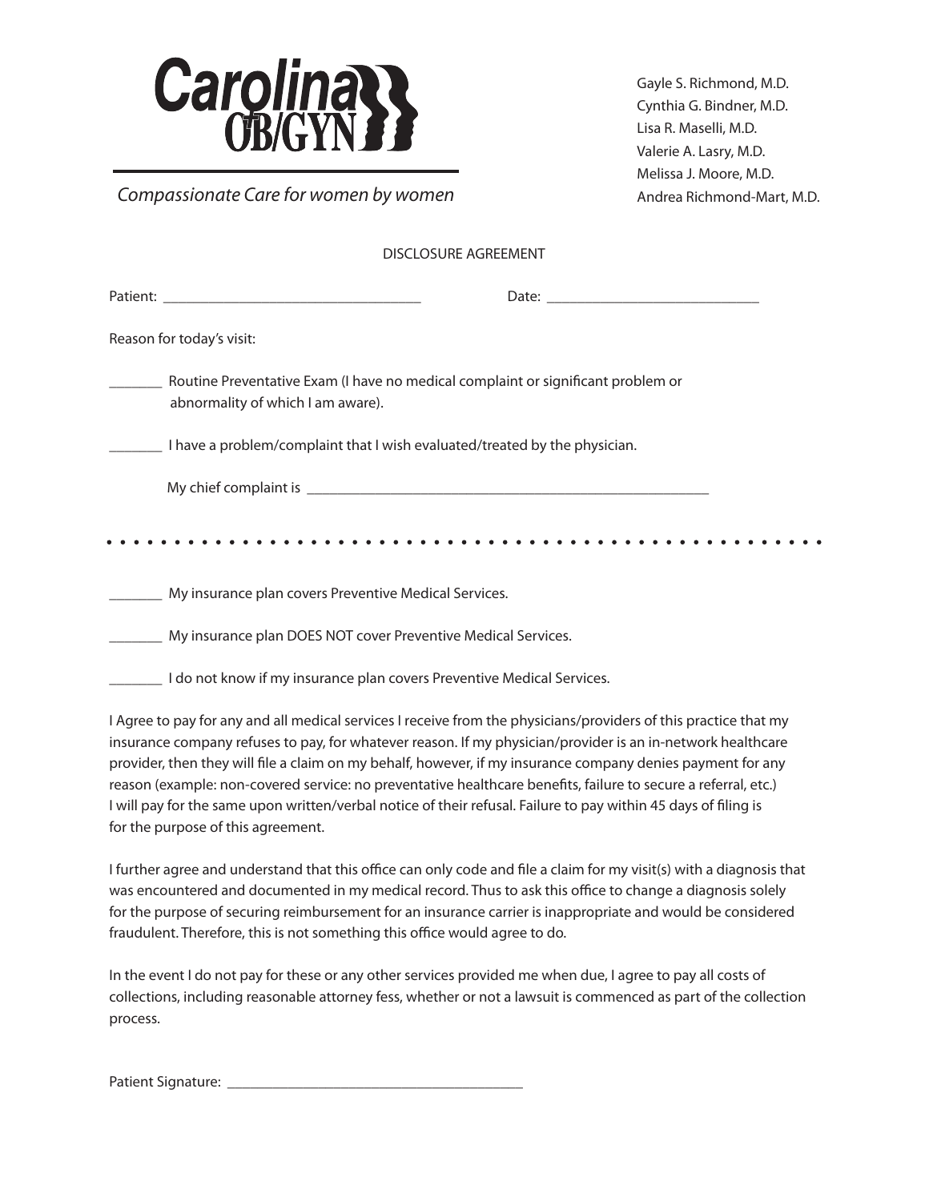**Carolina OB/GYN**

*Compassionate Care for women by women*

Gayle S. Richmond, M.D.
Cynthia G. Bindner, M.D.
Lisa R. Maselli, M.D.
Valerie A. Lasry, M.D.
Melissa J. Moore, M.D.
Andrea Richmond-Mart, M.D.

## DISCLOSURE AGREEMENT

Patient: ______________________________ Date: ___________________________

Reason for today's visit:

_______ Routine Preventative Exam (I have no medical complaint or significant problem or abnormality of which I am aware).

_______ I have a problem/complaint that I wish evaluated/treated by the physician.

My chief complaint is ______________________________________________________

---

_______ My insurance plan covers Preventive Medical Services.

_______ My insurance plan DOES NOT cover Preventive Medical Services.

_______ I do not know if my insurance plan covers Preventive Medical Services.

I Agree to pay for any and all medical services I receive from the physicians/providers of this practice that my insurance company refuses to pay, for whatever reason. If my physician/provider is an in-network healthcare provider, then they will file a claim on my behalf, however, if my insurance company denies payment for any reason (example: non-covered service: no preventative healthcare benefits, failure to secure a referral, etc.) I will pay for the same upon written/verbal notice of their refusal. Failure to pay within 45 days of filing is for the purpose of this agreement.

I further agree and understand that this office can only code and file a claim for my visit(s) with a diagnosis that was encountered and documented in my medical record. Thus to ask this office to change a diagnosis solely for the purpose of securing reimbursement for an insurance carrier is inappropriate and would be considered fraudulent. Therefore, this is not something this office would agree to do.

In the event I do not pay for these or any other services provided me when due, I agree to pay all costs of collections, including reasonable attorney fess, whether or not a lawsuit is commenced as part of the collection process.

Patient Signature: ____________________________________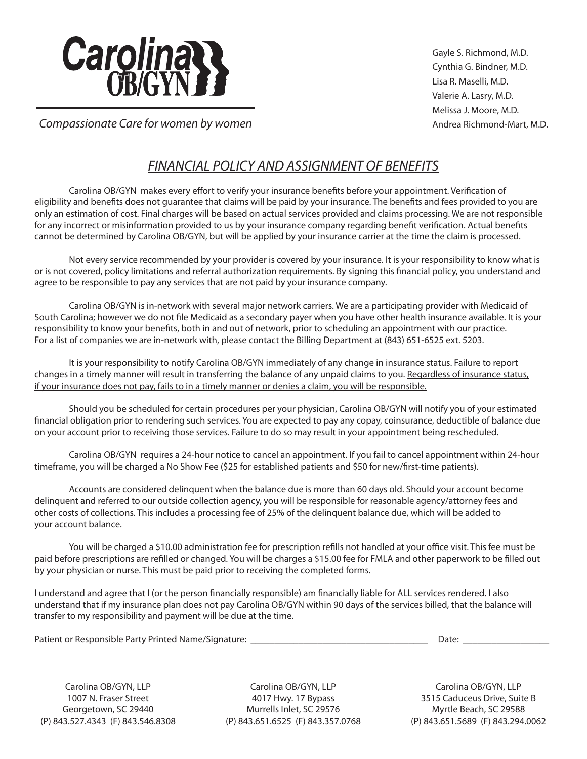# Carolina OB/GYN

*Compassionate Care for women by women*

Gayle S. Richmond, M.D.
Cynthia G. Bindner, M.D.
Lisa R. Maselli, M.D.
Valerie A. Lasry, M.D.
Melissa J. Moore, M.D.
Andrea Richmond-Mart, M.D.

## *FINANCIAL POLICY AND ASSIGNMENT OF BENEFITS*

Carolina OB/GYN makes every effort to verify your insurance benefits before your appointment. Verification of eligibility and benefits does not guarantee that claims will be paid by your insurance. The benefits and fees provided to you are only an estimation of cost. Final charges will be based on actual services provided and claims processing. We are not responsible for any incorrect or misinformation provided to us by your insurance company regarding benefit verification. Actual benefits cannot be determined by Carolina OB/GYN, but will be applied by your insurance carrier at the time the claim is processed.

Not every service recommended by your provider is covered by your insurance. It is <u>your responsibility</u> to know what is or is not covered, policy limitations and referral authorization requirements. By signing this financial policy, you understand and agree to be responsible to pay any services that are not paid by your insurance company.

Carolina OB/GYN is in-network with several major network carriers. We are a participating provider with Medicaid of South Carolina; however <u>we do not file Medicaid as a secondary payer</u> when you have other health insurance available. It is your responsibility to know your benefits, both in and out of network, prior to scheduling an appointment with our practice. For a list of companies we are in-network with, please contact the Billing Department at (843) 651-6525 ext. 5203.

It is your responsibility to notify Carolina OB/GYN immediately of any change in insurance status. Failure to report changes in a timely manner will result in transferring the balance of any unpaid claims to you. <u>Regardless of insurance status, if your insurance does not pay, fails to in a timely manner or denies a claim, you will be responsible.</u>

Should you be scheduled for certain procedures per your physician, Carolina OB/GYN will notify you of your estimated financial obligation prior to rendering such services. You are expected to pay any copay, coinsurance, deductible of balance due on your account prior to receiving those services. Failure to do so may result in your appointment being rescheduled.

Carolina OB/GYN requires a 24-hour notice to cancel an appointment. If you fail to cancel appointment within 24-hour timeframe, you will be charged a No Show Fee ($25 for established patients and $50 for new/first-time patients).

Accounts are considered delinquent when the balance due is more than 60 days old. Should your account become delinquent and referred to our outside collection agency, you will be responsible for reasonable agency/attorney fees and other costs of collections. This includes a processing fee of 25% of the delinquent balance due, which will be added to your account balance.

You will be charged a $10.00 administration fee for prescription refills not handled at your office visit. This fee must be paid before prescriptions are refilled or changed. You will be charges a $15.00 fee for FMLA and other paperwork to be filled out by your physician or nurse. This must be paid prior to receiving the completed forms.

I understand and agree that I (or the person financially responsible) am financially liable for ALL services rendered. I also understand that if my insurance plan does not pay Carolina OB/GYN within 90 days of the services billed, that the balance will transfer to my responsibility and payment will be due at the time.

Patient or Responsible Party Printed Name/Signature: ______________________________ Date: ______________

Carolina OB/GYN, LLP
1007 N. Fraser Street
Georgetown, SC 29440
(P) 843.527.4343 (F) 843.546.8308

Carolina OB/GYN, LLP
4017 Hwy. 17 Bypass
Murrells Inlet, SC 29576
(P) 843.651.6525 (F) 843.357.0768

Carolina OB/GYN, LLP
3515 Caduceus Drive, Suite B
Myrtle Beach, SC 29588
(P) 843.651.5689 (F) 843.294.0062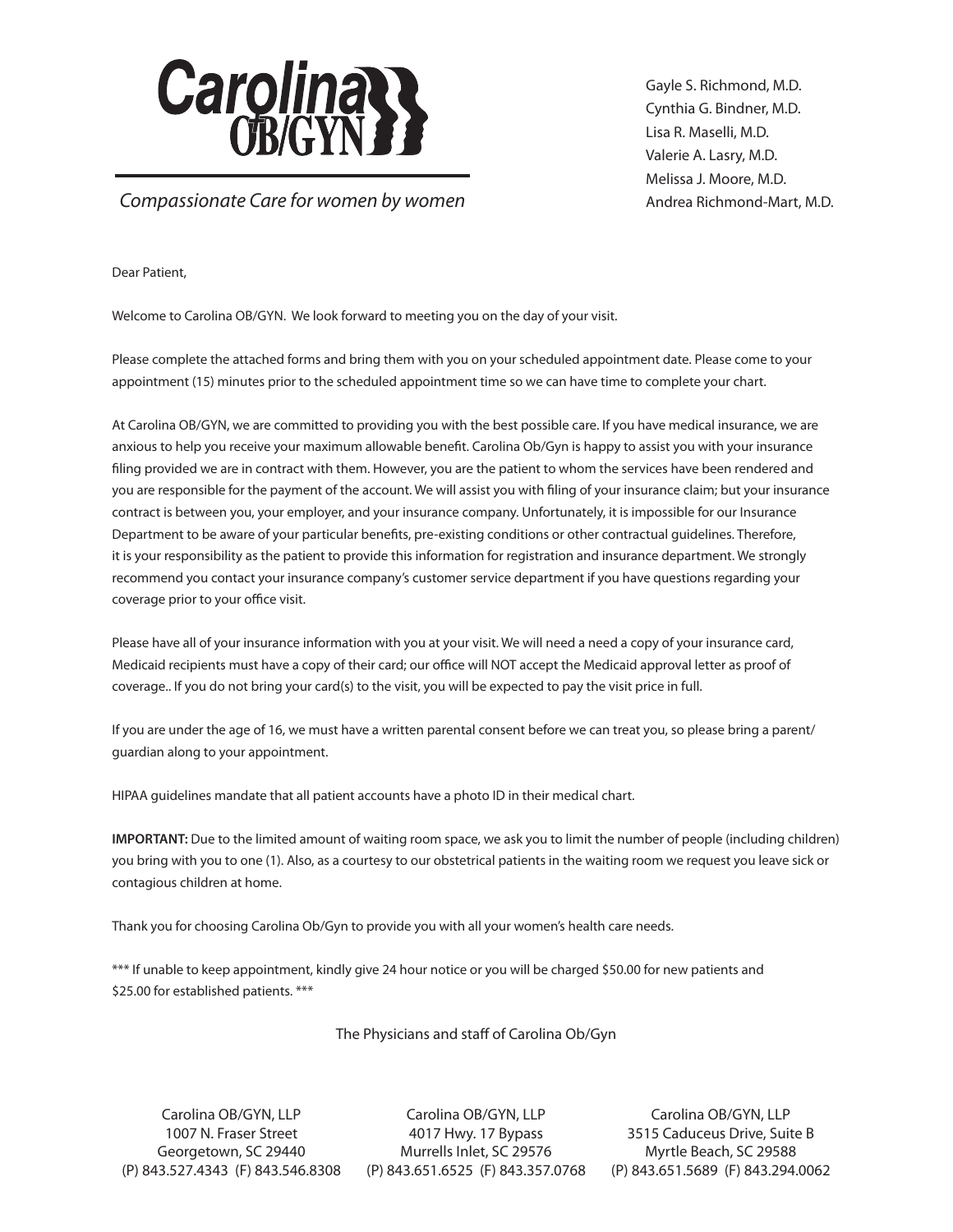# Carolina OB/GYN

*Compassionate Care for women by women*

Gayle S. Richmond, M.D.
Cynthia G. Bindner, M.D.
Lisa R. Maselli, M.D.
Valerie A. Lasry, M.D.
Melissa J. Moore, M.D.
Andrea Richmond-Mart, M.D.

Dear Patient,

Welcome to Carolina OB/GYN. We look forward to meeting you on the day of your visit.

Please complete the attached forms and bring them with you on your scheduled appointment date. Please come to your appointment (15) minutes prior to the scheduled appointment time so we can have time to complete your chart.

At Carolina OB/GYN, we are committed to providing you with the best possible care. If you have medical insurance, we are anxious to help you receive your maximum allowable benefit. Carolina Ob/Gyn is happy to assist you with your insurance filing provided we are in contract with them. However, you are the patient to whom the services have been rendered and you are responsible for the payment of the account. We will assist you with filing of your insurance claim; but your insurance contract is between you, your employer, and your insurance company. Unfortunately, it is impossible for our Insurance Department to be aware of your particular benefits, pre-existing conditions or other contractual guidelines. Therefore, it is your responsibility as the patient to provide this information for registration and insurance department. We strongly recommend you contact your insurance company's customer service department if you have questions regarding your coverage prior to your office visit.

Please have all of your insurance information with you at your visit. We will need a need a copy of your insurance card, Medicaid recipients must have a copy of their card; our office will NOT accept the Medicaid approval letter as proof of coverage.. If you do not bring your card(s) to the visit, you will be expected to pay the visit price in full.

If you are under the age of 16, we must have a written parental consent before we can treat you, so please bring a parent/ guardian along to your appointment.

HIPAA guidelines mandate that all patient accounts have a photo ID in their medical chart.

**IMPORTANT:** Due to the limited amount of waiting room space, we ask you to limit the number of people (including children) you bring with you to one (1). Also, as a courtesy to our obstetrical patients in the waiting room we request you leave sick or contagious children at home.

Thank you for choosing Carolina Ob/Gyn to provide you with all your women's health care needs.

*** If unable to keep appointment, kindly give 24 hour notice or you will be charged $50.00 for new patients and $25.00 for established patients. ***

The Physicians and staff of Carolina Ob/Gyn

Carolina OB/GYN, LLP
1007 N. Fraser Street
Georgetown, SC 29440
(P) 843.527.4343 (F) 843.546.8308

Carolina OB/GYN, LLP
4017 Hwy. 17 Bypass
Murrells Inlet, SC 29576
(P) 843.651.6525 (F) 843.357.0768

Carolina OB/GYN, LLP
3515 Caduceus Drive, Suite B
Myrtle Beach, SC 29588
(P) 843.651.5689 (F) 843.294.0062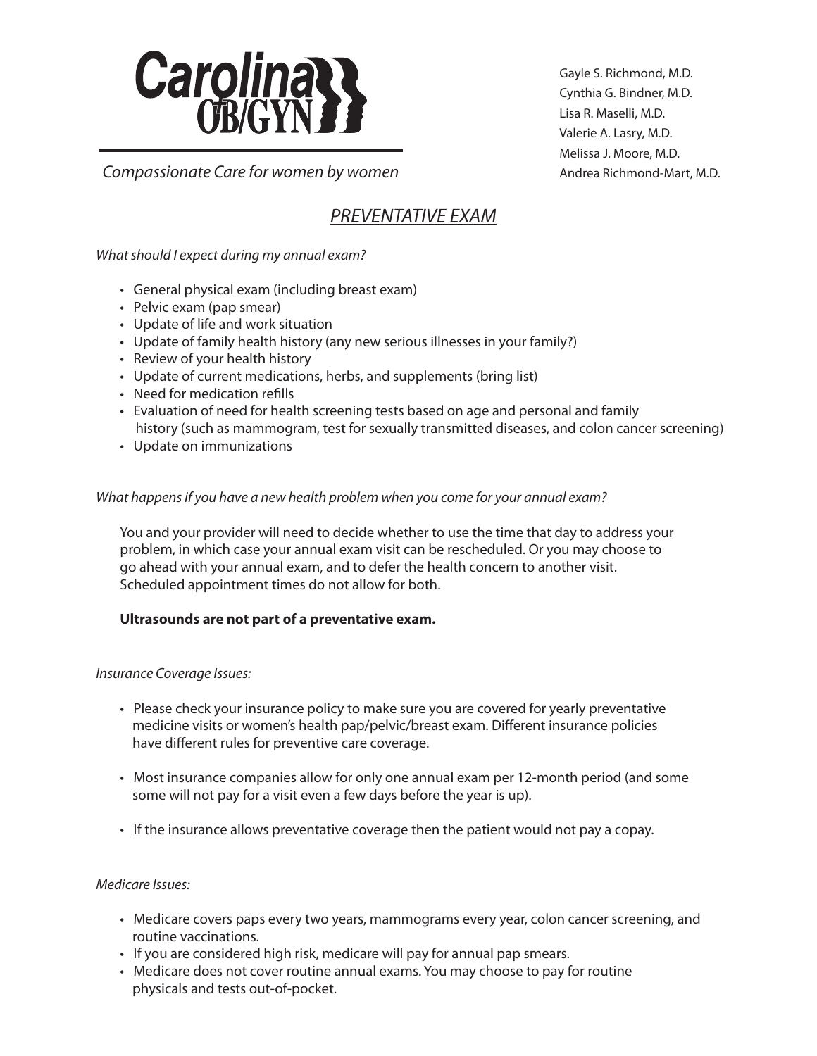# Carolina OB/GYN

*Compassionate Care for women by women*

Gayle S. Richmond, M.D.
Cynthia G. Bindner, M.D.
Lisa R. Maselli, M.D.
Valerie A. Lasry, M.D.
Melissa J. Moore, M.D.
Andrea Richmond-Mart, M.D.

## PREVENTATIVE EXAM

*What should I expect during my annual exam?*

- General physical exam (including breast exam)
- Pelvic exam (pap smear)
- Update of life and work situation
- Update of family health history (any new serious illnesses in your family?)
- Review of your health history
- Update of current medications, herbs, and supplements (bring list)
- Need for medication refills
- Evaluation of need for health screening tests based on age and personal and family history (such as mammogram, test for sexually transmitted diseases, and colon cancer screening)
- Update on immunizations

*What happens if you have a new health problem when you come for your annual exam?*

You and your provider will need to decide whether to use the time that day to address your problem, in which case your annual exam visit can be rescheduled. Or you may choose to go ahead with your annual exam, and to defer the health concern to another visit. Scheduled appointment times do not allow for both.

**Ultrasounds are not part of a preventative exam.**

*Insurance Coverage Issues:*

- Please check your insurance policy to make sure you are covered for yearly preventative medicine visits or women's health pap/pelvic/breast exam. Different insurance policies have different rules for preventive care coverage.

- Most insurance companies allow for only one annual exam per 12-month period (and some some will not pay for a visit even a few days before the year is up).

- If the insurance allows preventative coverage then the patient would not pay a copay.

*Medicare Issues:*

- Medicare covers paps every two years, mammograms every year, colon cancer screening, and routine vaccinations.
- If you are considered high risk, medicare will pay for annual pap smears.
- Medicare does not cover routine annual exams. You may choose to pay for routine physicals and tests out-of-pocket.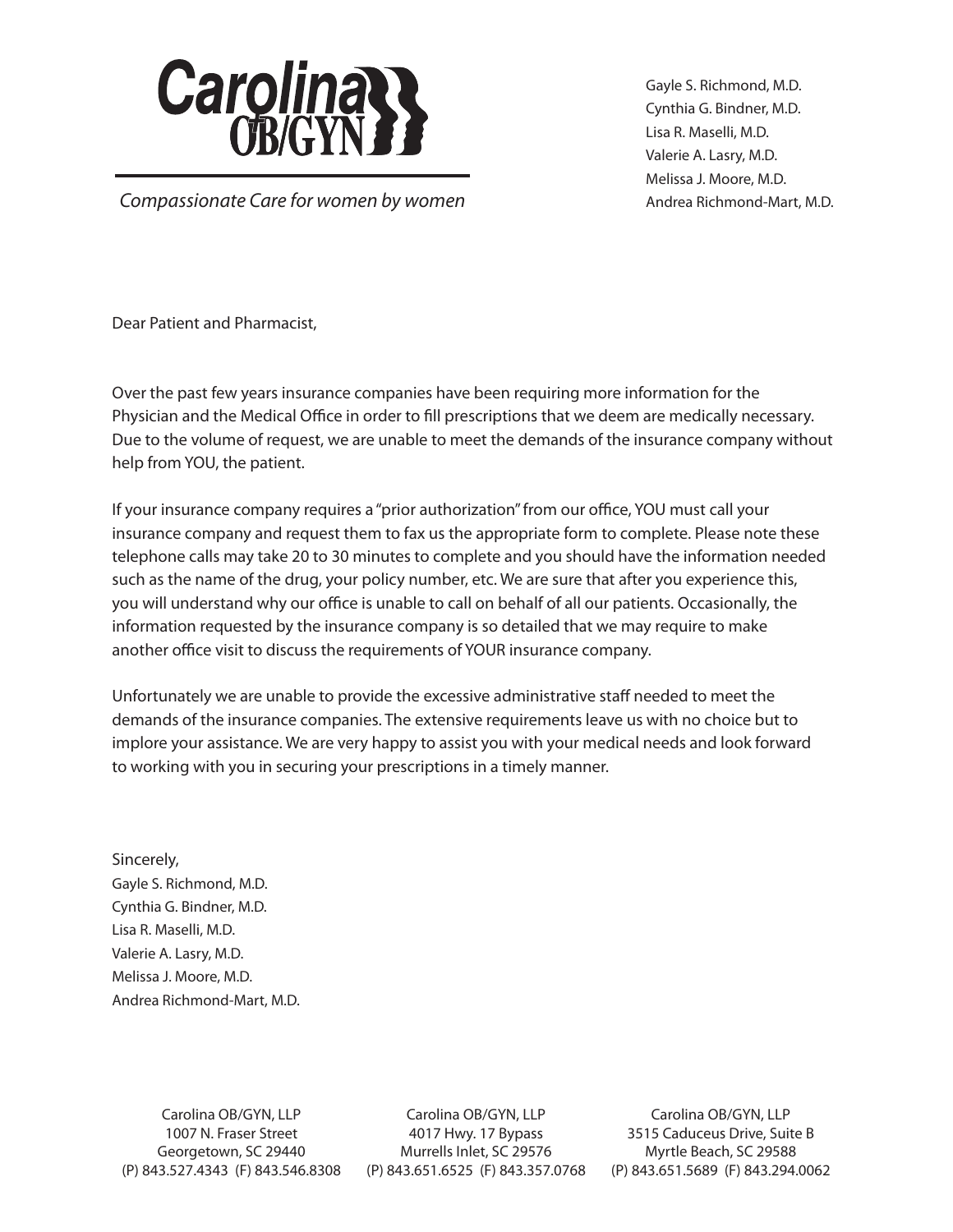**Carolina OB/GYN**

*Compassionate Care for women by women*

Gayle S. Richmond, M.D.
Cynthia G. Bindner, M.D.
Lisa R. Maselli, M.D.
Valerie A. Lasry, M.D.
Melissa J. Moore, M.D.
Andrea Richmond-Mart, M.D.

Dear Patient and Pharmacist,

Over the past few years insurance companies have been requiring more information for the Physician and the Medical Office in order to fill prescriptions that we deem are medically necessary. Due to the volume of request, we are unable to meet the demands of the insurance company without help from YOU, the patient.

If your insurance company requires a "prior authorization" from our office, YOU must call your insurance company and request them to fax us the appropriate form to complete. Please note these telephone calls may take 20 to 30 minutes to complete and you should have the information needed such as the name of the drug, your policy number, etc. We are sure that after you experience this, you will understand why our office is unable to call on behalf of all our patients. Occasionally, the information requested by the insurance company is so detailed that we may require to make another office visit to discuss the requirements of YOUR insurance company.

Unfortunately we are unable to provide the excessive administrative staff needed to meet the demands of the insurance companies. The extensive requirements leave us with no choice but to implore your assistance. We are very happy to assist you with your medical needs and look forward to working with you in securing your prescriptions in a timely manner.

Sincerely,
Gayle S. Richmond, M.D.
Cynthia G. Bindner, M.D.
Lisa R. Maselli, M.D.
Valerie A. Lasry, M.D.
Melissa J. Moore, M.D.
Andrea Richmond-Mart, M.D.

Carolina OB/GYN, LLP
1007 N. Fraser Street
Georgetown, SC 29440
(P) 843.527.4343 (F) 843.546.8308

Carolina OB/GYN, LLP
4017 Hwy. 17 Bypass
Murrells Inlet, SC 29576
(P) 843.651.6525 (F) 843.357.0768

Carolina OB/GYN, LLP
3515 Caduceus Drive, Suite B
Myrtle Beach, SC 29588
(P) 843.651.5689 (F) 843.294.0062